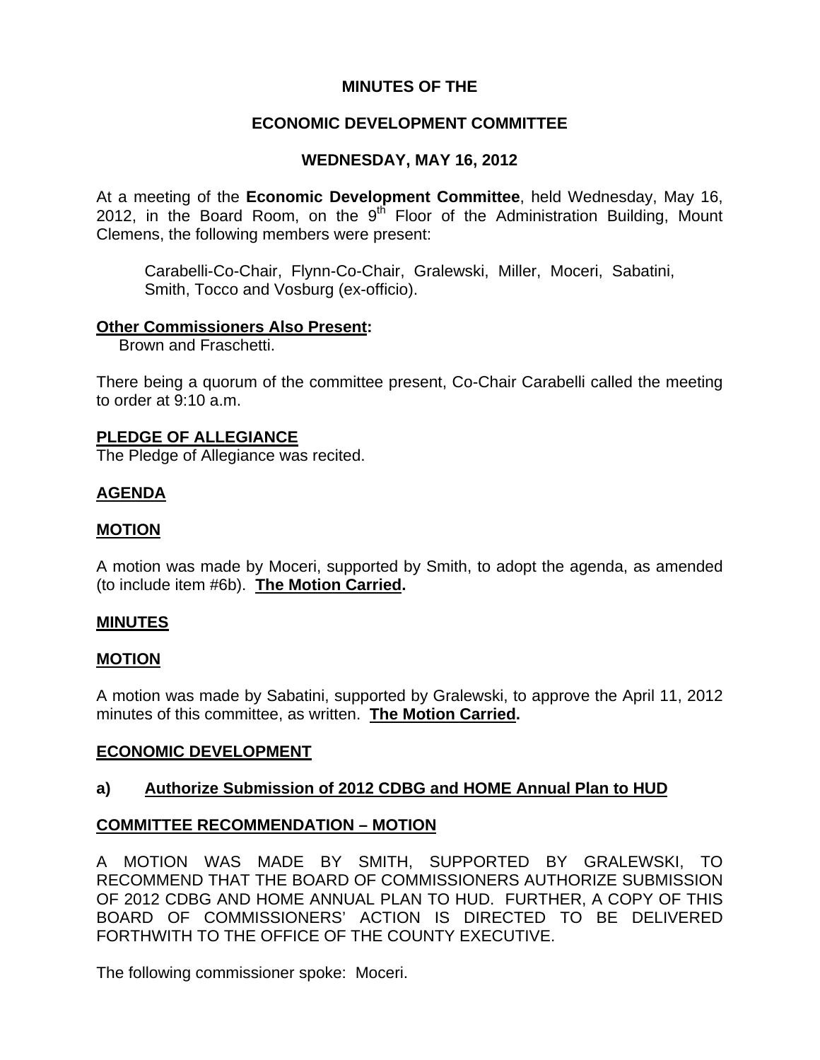**MINUTES OF THE**

**ECONOMIC DEVELOPMENT COMMITTEE**

**WEDNESDAY, MAY 16, 2012**

At a meeting of the **Economic Development Committee**, held Wednesday, May 16, 2012, in the Board Room, on the 9th Floor of the Administration Building, Mount Clemens, the following members were present:

Carabelli-Co-Chair, Flynn-Co-Chair, Gralewski, Miller, Moceri, Sabatini, Smith, Tocco and Vosburg (ex-officio).

**Other Commissioners Also Present:**

Brown and Fraschetti.

There being a quorum of the committee present, Co-Chair Carabelli called the meeting to order at 9:10 a.m.

**PLEDGE OF ALLEGIANCE**

The Pledge of Allegiance was recited.

**AGENDA**

**MOTION**

A motion was made by Moceri, supported by Smith, to adopt the agenda, as amended (to include item #6b). **The Motion Carried.**

**MINUTES**

**MOTION**

A motion was made by Sabatini, supported by Gralewski, to approve the April 11, 2012 minutes of this committee, as written. **The Motion Carried.**

**ECONOMIC DEVELOPMENT**

**a) Authorize Submission of 2012 CDBG and HOME Annual Plan to HUD**

**COMMITTEE RECOMMENDATION – MOTION**

A MOTION WAS MADE BY SMITH, SUPPORTED BY GRALEWSKI, TO RECOMMEND THAT THE BOARD OF COMMISSIONERS AUTHORIZE SUBMISSION OF 2012 CDBG AND HOME ANNUAL PLAN TO HUD. FURTHER, A COPY OF THIS BOARD OF COMMISSIONERS' ACTION IS DIRECTED TO BE DELIVERED FORTHWITH TO THE OFFICE OF THE COUNTY EXECUTIVE.

The following commissioner spoke: Moceri.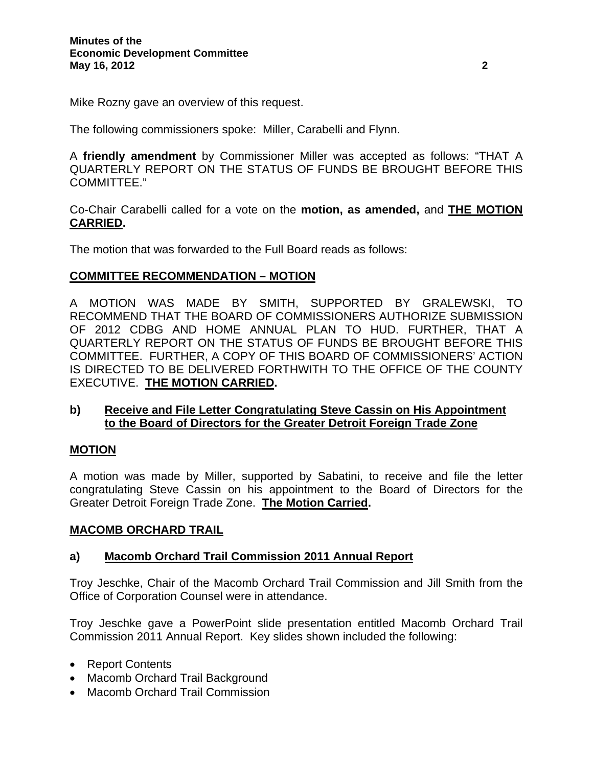Mike Rozny gave an overview of this request.

The following commissioners spoke: Miller, Carabelli and Flynn.

A **friendly amendment** by Commissioner Miller was accepted as follows: "THAT A QUARTERLY REPORT ON THE STATUS OF FUNDS BE BROUGHT BEFORE THIS COMMITTEE."

Co-Chair Carabelli called for a vote on the **motion, as amended,** and **THE MOTION CARRIED.**

The motion that was forwarded to the Full Board reads as follows:

**COMMITTEE RECOMMENDATION – MOTION**

A MOTION WAS MADE BY SMITH, SUPPORTED BY GRALEWSKI, TO RECOMMEND THAT THE BOARD OF COMMISSIONERS AUTHORIZE SUBMISSION OF 2012 CDBG AND HOME ANNUAL PLAN TO HUD. FURTHER, THAT A QUARTERLY REPORT ON THE STATUS OF FUNDS BE BROUGHT BEFORE THIS COMMITTEE. FURTHER, A COPY OF THIS BOARD OF COMMISSIONERS' ACTION IS DIRECTED TO BE DELIVERED FORTHWITH TO THE OFFICE OF THE COUNTY EXECUTIVE. **THE MOTION CARRIED.**

**b) Receive and File Letter Congratulating Steve Cassin on His Appointment to the Board of Directors for the Greater Detroit Foreign Trade Zone**

**MOTION**

A motion was made by Miller, supported by Sabatini, to receive and file the letter congratulating Steve Cassin on his appointment to the Board of Directors for the Greater Detroit Foreign Trade Zone. **The Motion Carried.**

**MACOMB ORCHARD TRAIL**

**a) Macomb Orchard Trail Commission 2011 Annual Report**

Troy Jeschke, Chair of the Macomb Orchard Trail Commission and Jill Smith from the Office of Corporation Counsel were in attendance.

Troy Jeschke gave a PowerPoint slide presentation entitled Macomb Orchard Trail Commission 2011 Annual Report. Key slides shown included the following:

- Report Contents
- Macomb Orchard Trail Background
- Macomb Orchard Trail Commission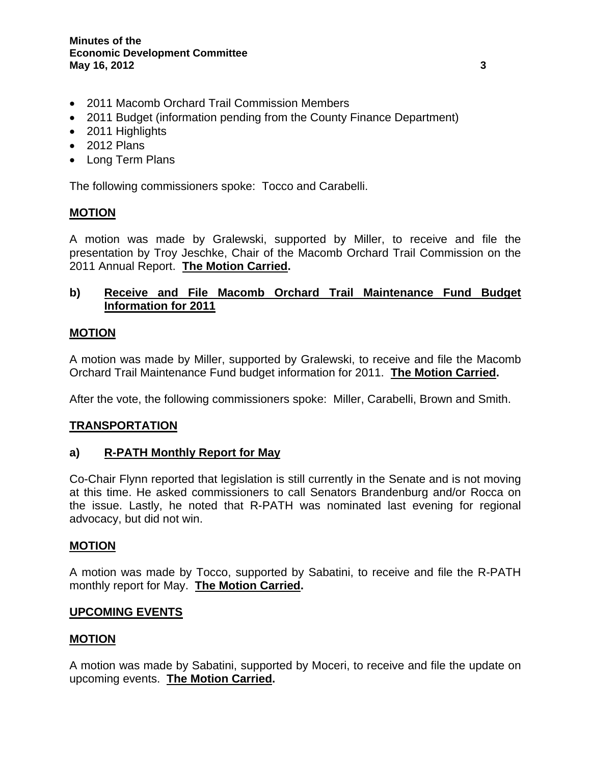- 2011 Macomb Orchard Trail Commission Members
- 2011 Budget (information pending from the County Finance Department)
- 2011 Highlights
- 2012 Plans
- Long Term Plans

The following commissioners spoke: Tocco and Carabelli.

## MOTION

A motion was made by Gralewski, supported by Miller, to receive and file the presentation by Troy Jeschke, Chair of the Macomb Orchard Trail Commission on the 2011 Annual Report. **The Motion Carried.**

### b) Receive and File Macomb Orchard Trail Maintenance Fund Budget Information for 2011

## MOTION

A motion was made by Miller, supported by Gralewski, to receive and file the Macomb Orchard Trail Maintenance Fund budget information for 2011. **The Motion Carried.**

After the vote, the following commissioners spoke: Miller, Carabelli, Brown and Smith.

## TRANSPORTATION

### a) R-PATH Monthly Report for May

Co-Chair Flynn reported that legislation is still currently in the Senate and is not moving at this time. He asked commissioners to call Senators Brandenburg and/or Rocca on the issue. Lastly, he noted that R-PATH was nominated last evening for regional advocacy, but did not win.

## MOTION

A motion was made by Tocco, supported by Sabatini, to receive and file the R-PATH monthly report for May. **The Motion Carried.**

## UPCOMING EVENTS

## MOTION

A motion was made by Sabatini, supported by Moceri, to receive and file the update on upcoming events. **The Motion Carried.**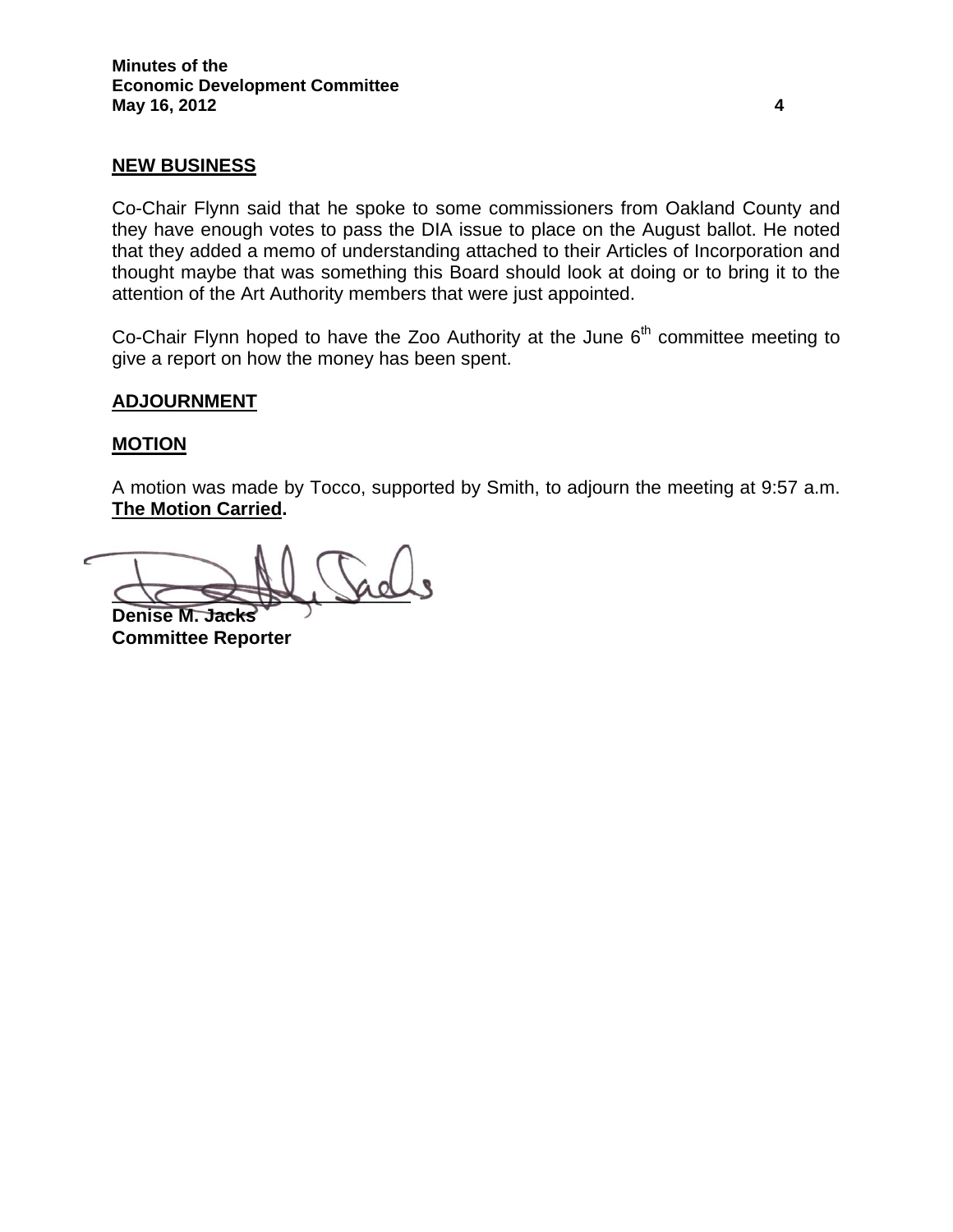## NEW BUSINESS

Co-Chair Flynn said that he spoke to some commissioners from Oakland County and they have enough votes to pass the DIA issue to place on the August ballot. He noted that they added a memo of understanding attached to their Articles of Incorporation and thought maybe that was something this Board should look at doing or to bring it to the attention of the Art Authority members that were just appointed.

Co-Chair Flynn hoped to have the Zoo Authority at the June 6th committee meeting to give a report on how the money has been spent.

## ADJOURNMENT

## MOTION

A motion was made by Tocco, supported by Smith, to adjourn the meeting at 9:57 a.m. **The Motion Carried.**

**Denise M. Jacks**
**Committee Reporter**